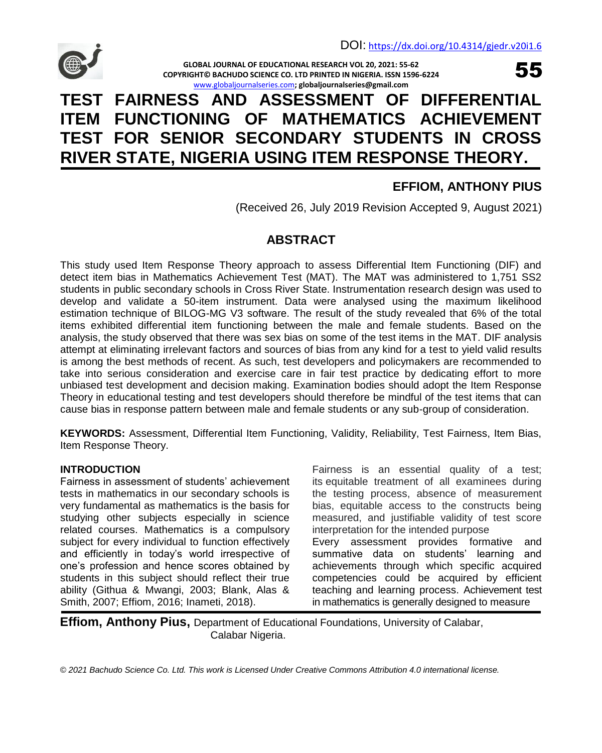DOI: https://dx.doi.org/10.4314/gjedr.v20i1.6

GLOBAL JOURNAL OF EDUCATIONAL RESEARCH VOL 20, 2021: 55-62
COPYRIGHT© BACHUDO SCIENCE CO. LTD PRINTED IN NIGERIA. ISSN 1596-6224
www.globaljournalseries.com; globaljournalseries@gmail.com

# TEST FAIRNESS AND ASSESSMENT OF DIFFERENTIAL ITEM FUNCTIONING OF MATHEMATICS ACHIEVEMENT TEST FOR SENIOR SECONDARY STUDENTS IN CROSS RIVER STATE, NIGERIA USING ITEM RESPONSE THEORY.

**EFFIOM, ANTHONY PIUS**

(Received 26, July 2019 Revision Accepted 9, August 2021)

## ABSTRACT

This study used Item Response Theory approach to assess Differential Item Functioning (DIF) and detect item bias in Mathematics Achievement Test (MAT). The MAT was administered to 1,751 SS2 students in public secondary schools in Cross River State. Instrumentation research design was used to develop and validate a 50-item instrument. Data were analysed using the maximum likelihood estimation technique of BILOG-MG V3 software. The result of the study revealed that 6% of the total items exhibited differential item functioning between the male and female students. Based on the analysis, the study observed that there was sex bias on some of the test items in the MAT. DIF analysis attempt at eliminating irrelevant factors and sources of bias from any kind for a test to yield valid results is among the best methods of recent. As such, test developers and policymakers are recommended to take into serious consideration and exercise care in fair test practice by dedicating effort to more unbiased test development and decision making. Examination bodies should adopt the Item Response Theory in educational testing and test developers should therefore be mindful of the test items that can cause bias in response pattern between male and female students or any sub-group of consideration.

**KEYWORDS:** Assessment, Differential Item Functioning, Validity, Reliability, Test Fairness, Item Bias, Item Response Theory.

### INTRODUCTION

Fairness in assessment of students' achievement tests in mathematics in our secondary schools is very fundamental as mathematics is the basis for studying other subjects especially in science related courses. Mathematics is a compulsory subject for every individual to function effectively and efficiently in today's world irrespective of one's profession and hence scores obtained by students in this subject should reflect their true ability (Githua & Mwangi, 2003; Blank, Alas & Smith, 2007; Effiom, 2016; Inameti, 2018).

Fairness is an essential quality of a test; its equitable treatment of all examinees during the testing process, absence of measurement bias, equitable access to the constructs being measured, and justifiable validity of test score interpretation for the intended purpose

Every assessment provides formative and summative data on students' learning and achievements through which specific acquired competencies could be acquired by efficient teaching and learning process. Achievement test in mathematics is generally designed to measure

**Effiom, Anthony Pius,** Department of Educational Foundations, University of Calabar, Calabar Nigeria.

*© 2021 Bachudo Science Co. Ltd. This work is Licensed Under Creative Commons Attribution 4.0 international license.*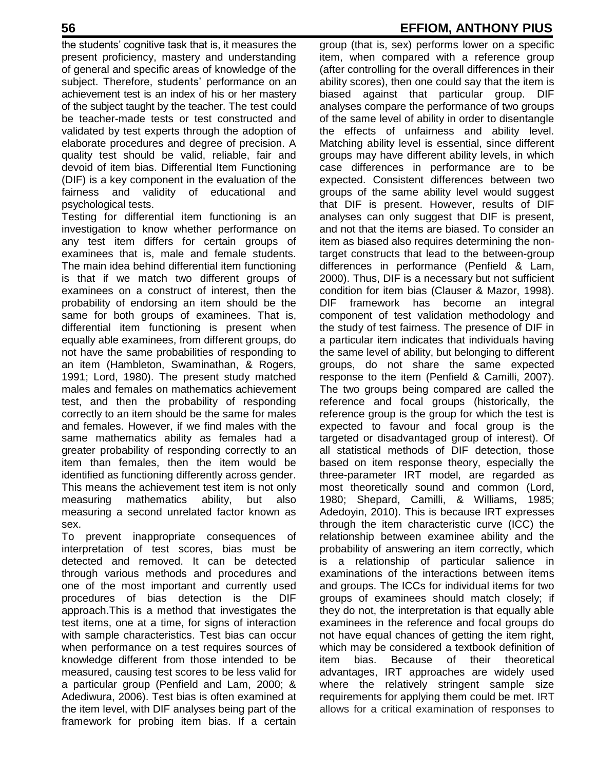the students' cognitive task that is, it measures the present proficiency, mastery and understanding of general and specific areas of knowledge of the subject. Therefore, students' performance on an achievement test is an index of his or her mastery of the subject taught by the teacher. The test could be teacher-made tests or test constructed and validated by test experts through the adoption of elaborate procedures and degree of precision. A quality test should be valid, reliable, fair and devoid of item bias. Differential Item Functioning (DIF) is a key component in the evaluation of the fairness and validity of educational and psychological tests.

Testing for differential item functioning is an investigation to know whether performance on any test item differs for certain groups of examinees that is, male and female students. The main idea behind differential item functioning is that if we match two different groups of examinees on a construct of interest, then the probability of endorsing an item should be the same for both groups of examinees. That is, differential item functioning is present when equally able examinees, from different groups, do not have the same probabilities of responding to an item (Hambleton, Swaminathan, & Rogers, 1991; Lord, 1980). The present study matched males and females on mathematics achievement test, and then the probability of responding correctly to an item should be the same for males and females. However, if we find males with the same mathematics ability as females had a greater probability of responding correctly to an item than females, then the item would be identified as functioning differently across gender. This means the achievement test item is not only measuring mathematics ability, but also measuring a second unrelated factor known as sex.

To prevent inappropriate consequences of interpretation of test scores, bias must be detected and removed. It can be detected through various methods and procedures and one of the most important and currently used procedures of bias detection is the DIF approach.This is a method that investigates the test items, one at a time, for signs of interaction with sample characteristics. Test bias can occur when performance on a test requires sources of knowledge different from those intended to be measured, causing test scores to be less valid for a particular group (Penfield and Lam, 2000; & Adediwura, 2006). Test bias is often examined at the item level, with DIF analyses being part of the framework for probing item bias. If a certain group (that is, sex) performs lower on a specific item, when compared with a reference group (after controlling for the overall differences in their ability scores), then one could say that the item is biased against that particular group. DIF analyses compare the performance of two groups of the same level of ability in order to disentangle the effects of unfairness and ability level. Matching ability level is essential, since different groups may have different ability levels, in which case differences in performance are to be expected. Consistent differences between two groups of the same ability level would suggest that DIF is present. However, results of DIF analyses can only suggest that DIF is present, and not that the items are biased. To consider an item as biased also requires determining the non-target constructs that lead to the between-group differences in performance (Penfield & Lam, 2000). Thus, DIF is a necessary but not sufficient condition for item bias (Clauser & Mazor, 1998). DIF framework has become an integral component of test validation methodology and the study of test fairness. The presence of DIF in a particular item indicates that individuals having the same level of ability, but belonging to different groups, do not share the same expected response to the item (Penfield & Camilli, 2007). The two groups being compared are called the reference and focal groups (historically, the reference group is the group for which the test is expected to favour and focal group is the targeted or disadvantaged group of interest). Of all statistical methods of DIF detection, those based on item response theory, especially the three-parameter IRT model, are regarded as most theoretically sound and common (Lord, 1980; Shepard, Camilli, & Williams, 1985; Adedoyin, 2010). This is because IRT expresses through the item characteristic curve (ICC) the relationship between examinee ability and the probability of answering an item correctly, which is a relationship of particular salience in examinations of the interactions between items and groups. The ICCs for individual items for two groups of examinees should match closely; if they do not, the interpretation is that equally able examinees in the reference and focal groups do not have equal chances of getting the item right, which may be considered a textbook definition of item bias. Because of their theoretical advantages, IRT approaches are widely used where the relatively stringent sample size requirements for applying them could be met. IRT allows for a critical examination of responses to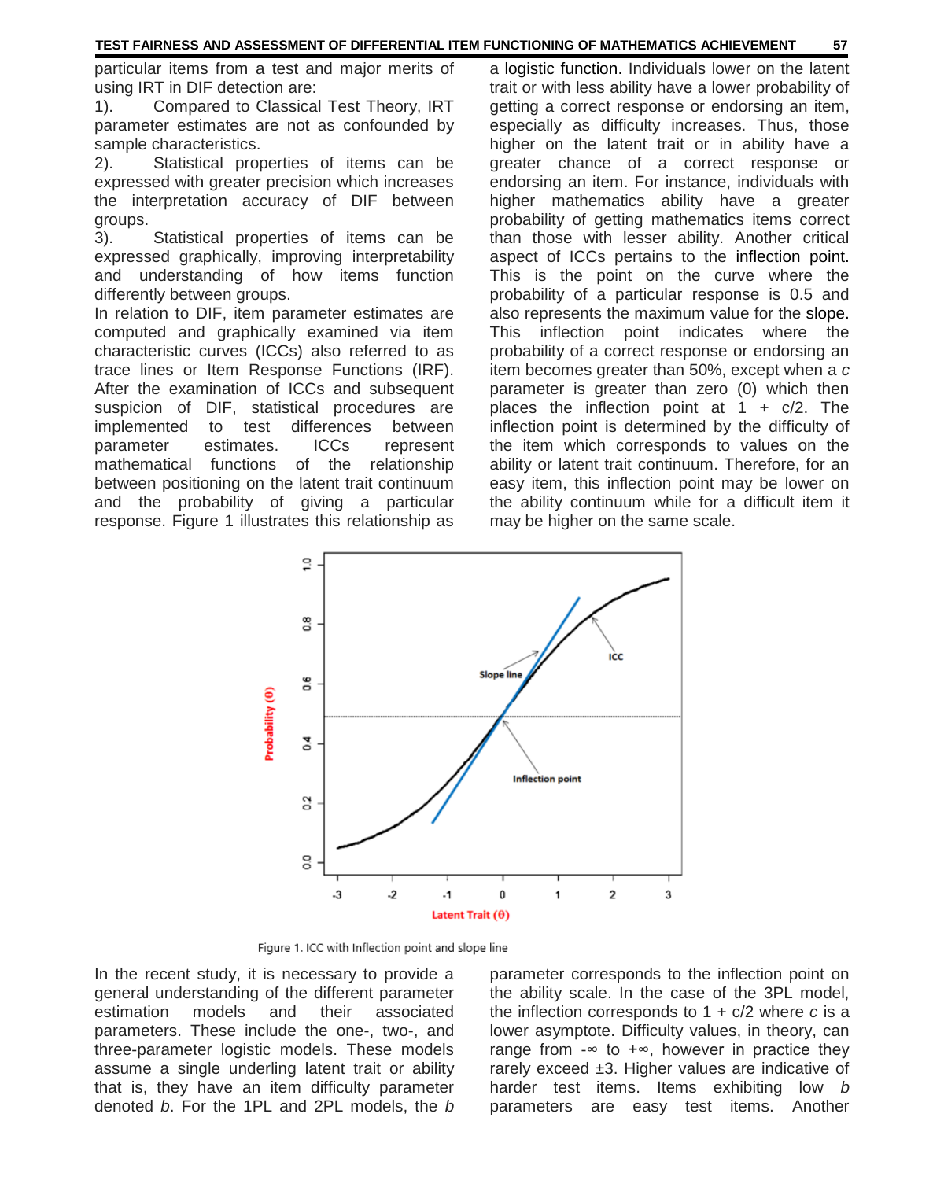particular items from a test and major merits of using IRT in DIF detection are:

1). Compared to Classical Test Theory, IRT parameter estimates are not as confounded by sample characteristics.

2). Statistical properties of items can be expressed with greater precision which increases the interpretation accuracy of DIF between groups.

3). Statistical properties of items can be expressed graphically, improving interpretability and understanding of how items function differently between groups.

In relation to DIF, item parameter estimates are computed and graphically examined via item characteristic curves (ICCs) also referred to as trace lines or Item Response Functions (IRF). After the examination of ICCs and subsequent suspicion of DIF, statistical procedures are implemented to test differences between parameter estimates. ICCs represent mathematical functions of the relationship between positioning on the latent trait continuum and the probability of giving a particular response. Figure 1 illustrates this relationship as a logistic function. Individuals lower on the latent trait or with less ability have a lower probability of getting a correct response or endorsing an item, especially as difficulty increases. Thus, those higher on the latent trait or in ability have a greater chance of a correct response or endorsing an item. For instance, individuals with higher mathematics ability have a greater probability of getting mathematics items correct than those with lesser ability. Another critical aspect of ICCs pertains to the inflection point. This is the point on the curve where the probability of a particular response is 0.5 and also represents the maximum value for the slope. This inflection point indicates where the probability of a correct response or endorsing an item becomes greater than 50%, except when a *c* parameter is greater than zero (0) which then places the inflection point at 1 + c/2. The inflection point is determined by the difficulty of the item which corresponds to values on the ability or latent trait continuum. Therefore, for an easy item, this inflection point may be lower on the ability continuum while for a difficult item it may be higher on the same scale.

Figure 1. ICC with Inflection point and slope line

In the recent study, it is necessary to provide a general understanding of the different parameter estimation models and their associated parameters. These include the one-, two-, and three-parameter logistic models. These models assume a single underling latent trait or ability that is, they have an item difficulty parameter denoted *b*. For the 1PL and 2PL models, the *b* parameter corresponds to the inflection point on the ability scale. In the case of the 3PL model, the inflection corresponds to 1 + c/2 where *c* is a lower asymptote. Difficulty values, in theory, can range from $-\infty$ to $+\infty$, however in practice they rarely exceed $\pm 3$. Higher values are indicative of harder test items. Items exhibiting low *b* parameters are easy test items. Another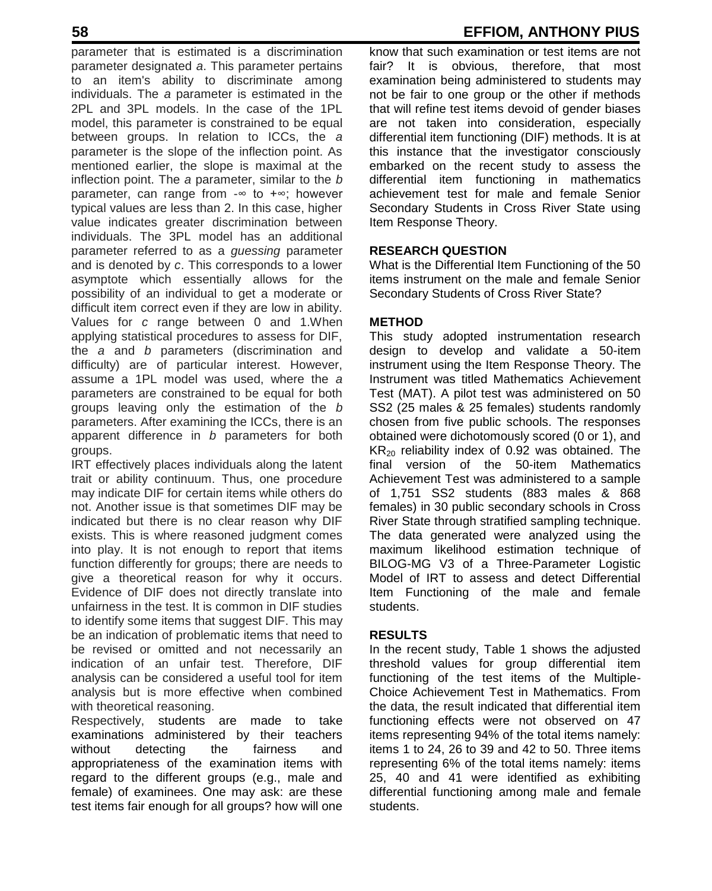parameter that is estimated is a discrimination parameter designated *a*. This parameter pertains to an item's ability to discriminate among individuals. The *a* parameter is estimated in the 2PL and 3PL models. In the case of the 1PL model, this parameter is constrained to be equal between groups. In relation to ICCs, the *a* parameter is the slope of the inflection point. As mentioned earlier, the slope is maximal at the inflection point. The *a* parameter, similar to the *b* parameter, can range from $-\infty$ to $+\infty$; however typical values are less than 2. In this case, higher value indicates greater discrimination between individuals. The 3PL model has an additional parameter referred to as a *guessing* parameter and is denoted by *c*. This corresponds to a lower asymptote which essentially allows for the possibility of an individual to get a moderate or difficult item correct even if they are low in ability. Values for *c* range between 0 and 1.When applying statistical procedures to assess for DIF, the *a* and *b* parameters (discrimination and difficulty) are of particular interest. However, assume a 1PL model was used, where the *a* parameters are constrained to be equal for both groups leaving only the estimation of the *b* parameters. After examining the ICCs, there is an apparent difference in *b* parameters for both groups.

IRT effectively places individuals along the latent trait or ability continuum. Thus, one procedure may indicate DIF for certain items while others do not. Another issue is that sometimes DIF may be indicated but there is no clear reason why DIF exists. This is where reasoned judgment comes into play. It is not enough to report that items function differently for groups; there are needs to give a theoretical reason for why it occurs. Evidence of DIF does not directly translate into unfairness in the test. It is common in DIF studies to identify some items that suggest DIF. This may be an indication of problematic items that need to be revised or omitted and not necessarily an indication of an unfair test. Therefore, DIF analysis can be considered a useful tool for item analysis but is more effective when combined with theoretical reasoning.

Respectively, students are made to take examinations administered by their teachers without detecting the fairness and appropriateness of the examination items with regard to the different groups (e.g., male and female) of examinees. One may ask: are these test items fair enough for all groups? how will one know that such examination or test items are not fair? It is obvious, therefore, that most examination being administered to students may not be fair to one group or the other if methods that will refine test items devoid of gender biases are not taken into consideration, especially differential item functioning (DIF) methods. It is at this instance that the investigator consciously embarked on the recent study to assess the differential item functioning in mathematics achievement test for male and female Senior Secondary Students in Cross River State using Item Response Theory.

## RESEARCH QUESTION

What is the Differential Item Functioning of the 50 items instrument on the male and female Senior Secondary Students of Cross River State?

## METHOD

This study adopted instrumentation research design to develop and validate a 50-item instrument using the Item Response Theory. The Instrument was titled Mathematics Achievement Test (MAT). A pilot test was administered on 50 SS2 (25 males & 25 females) students randomly chosen from five public schools. The responses obtained were dichotomously scored (0 or 1), and $KR_{20}$ reliability index of 0.92 was obtained. The final version of the 50-item Mathematics Achievement Test was administered to a sample of 1,751 SS2 students (883 males & 868 females) in 30 public secondary schools in Cross River State through stratified sampling technique. The data generated were analyzed using the maximum likelihood estimation technique of BILOG-MG V3 of a Three-Parameter Logistic Model of IRT to assess and detect Differential Item Functioning of the male and female students.

## RESULTS

In the recent study, Table 1 shows the adjusted threshold values for group differential item functioning of the test items of the Multiple-Choice Achievement Test in Mathematics. From the data, the result indicated that differential item functioning effects were not observed on 47 items representing 94% of the total items namely: items 1 to 24, 26 to 39 and 42 to 50. Three items representing 6% of the total items namely: items 25, 40 and 41 were identified as exhibiting differential functioning among male and female students.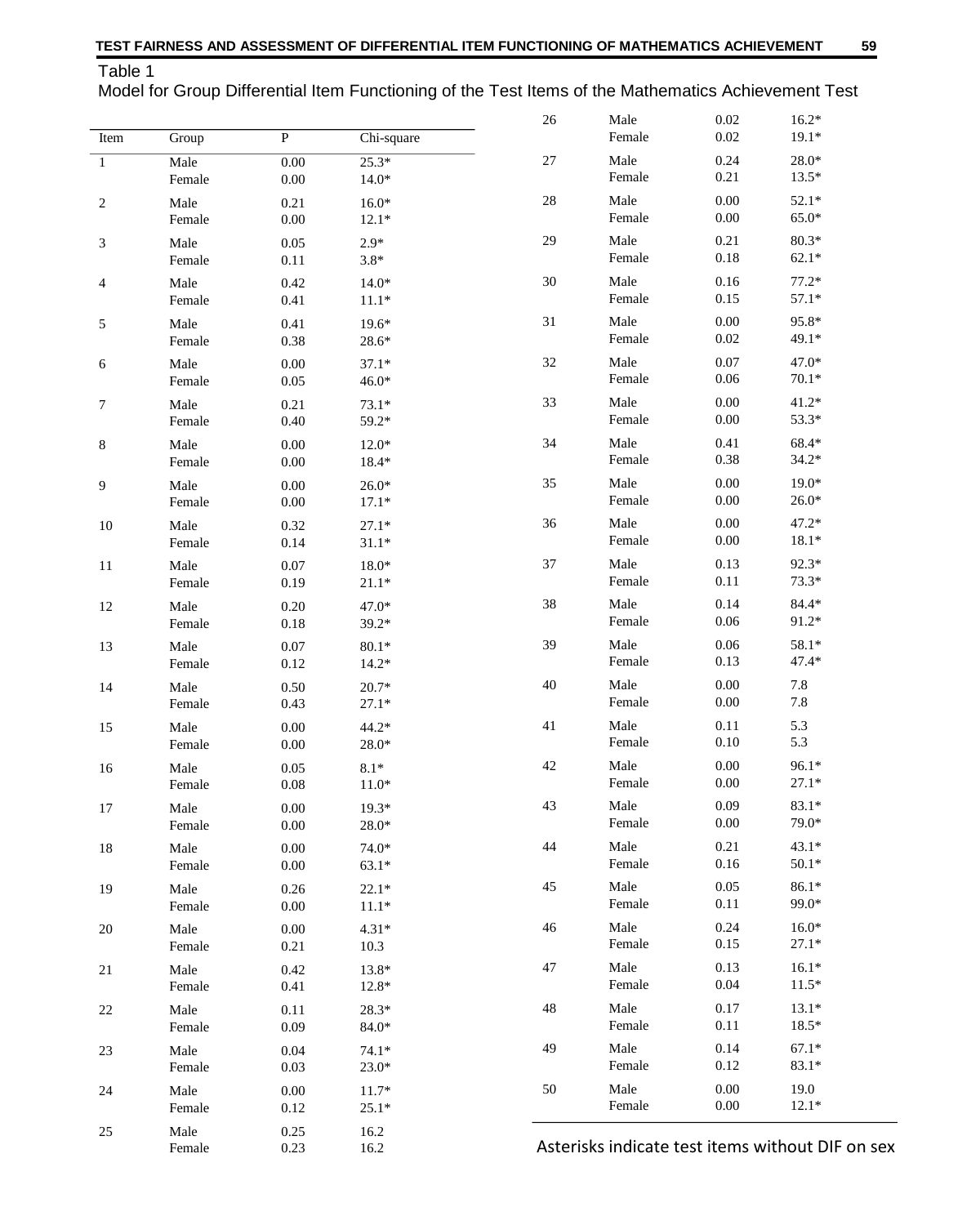Table 1

Model for Group Differential Item Functioning of the Test Items of the Mathematics Achievement Test

| Item | Group | P | Chi-square |
|---|---|---|---|
| 1 | Male | 0.00 | 25.3* |
| | Female | 0.00 | 14.0* |
| 2 | Male | 0.21 | 16.0* |
| | Female | 0.00 | 12.1* |
| 3 | Male | 0.05 | 2.9* |
| | Female | 0.11 | 3.8* |
| 4 | Male | 0.42 | 14.0* |
| | Female | 0.41 | 11.1* |
| 5 | Male | 0.41 | 19.6* |
| | Female | 0.38 | 28.6* |
| 6 | Male | 0.00 | 37.1* |
| | Female | 0.05 | 46.0* |
| 7 | Male | 0.21 | 73.1* |
| | Female | 0.40 | 59.2* |
| 8 | Male | 0.00 | 12.0* |
| | Female | 0.00 | 18.4* |
| 9 | Male | 0.00 | 26.0* |
| | Female | 0.00 | 17.1* |
| 10 | Male | 0.32 | 27.1* |
| | Female | 0.14 | 31.1* |
| 11 | Male | 0.07 | 18.0* |
| | Female | 0.19 | 21.1* |
| 12 | Male | 0.20 | 47.0* |
| | Female | 0.18 | 39.2* |
| 13 | Male | 0.07 | 80.1* |
| | Female | 0.12 | 14.2* |
| 14 | Male | 0.50 | 20.7* |
| | Female | 0.43 | 27.1* |
| 15 | Male | 0.00 | 44.2* |
| | Female | 0.00 | 28.0* |
| 16 | Male | 0.05 | 8.1* |
| | Female | 0.08 | 11.0* |
| 17 | Male | 0.00 | 19.3* |
| | Female | 0.00 | 28.0* |
| 18 | Male | 0.00 | 74.0* |
| | Female | 0.00 | 63.1* |
| 19 | Male | 0.26 | 22.1* |
| | Female | 0.00 | 11.1* |
| 20 | Male | 0.00 | 4.31* |
| | Female | 0.21 | 10.3 |
| 21 | Male | 0.42 | 13.8* |
| | Female | 0.41 | 12.8* |
| 22 | Male | 0.11 | 28.3* |
| | Female | 0.09 | 84.0* |
| 23 | Male | 0.04 | 74.1* |
| | Female | 0.03 | 23.0* |
| 24 | Male | 0.00 | 11.7* |
| | Female | 0.12 | 25.1* |
| 25 | Male | 0.25 | 16.2 |
| | Female | 0.23 | 16.2 |
| 26 | Male | 0.02 | 16.2* |
| | Female | 0.02 | 19.1* |
| 27 | Male | 0.24 | 28.0* |
| | Female | 0.21 | 13.5* |
| 28 | Male | 0.00 | 52.1* |
| | Female | 0.00 | 65.0* |
| 29 | Male | 0.21 | 80.3* |
| | Female | 0.18 | 62.1* |
| 30 | Male | 0.16 | 77.2* |
| | Female | 0.15 | 57.1* |
| 31 | Male | 0.00 | 95.8* |
| | Female | 0.02 | 49.1* |
| 32 | Male | 0.07 | 47.0* |
| | Female | 0.06 | 70.1* |
| 33 | Male | 0.00 | 41.2* |
| | Female | 0.00 | 53.3* |
| 34 | Male | 0.41 | 68.4* |
| | Female | 0.38 | 34.2* |
| 35 | Male | 0.00 | 19.0* |
| | Female | 0.00 | 26.0* |
| 36 | Male | 0.00 | 47.2* |
| | Female | 0.00 | 18.1* |
| 37 | Male | 0.13 | 92.3* |
| | Female | 0.11 | 73.3* |
| 38 | Male | 0.14 | 84.4* |
| | Female | 0.06 | 91.2* |
| 39 | Male | 0.06 | 58.1* |
| | Female | 0.13 | 47.4* |
| 40 | Male | 0.00 | 7.8 |
| | Female | 0.00 | 7.8 |
| 41 | Male | 0.11 | 5.3 |
| | Female | 0.10 | 5.3 |
| 42 | Male | 0.00 | 96.1* |
| | Female | 0.00 | 27.1* |
| 43 | Male | 0.09 | 83.1* |
| | Female | 0.00 | 79.0* |
| 44 | Male | 0.21 | 43.1* |
| | Female | 0.16 | 50.1* |
| 45 | Male | 0.05 | 86.1* |
| | Female | 0.11 | 99.0* |
| 46 | Male | 0.24 | 16.0* |
| | Female | 0.15 | 27.1* |
| 47 | Male | 0.13 | 16.1* |
| | Female | 0.04 | 11.5* |
| 48 | Male | 0.17 | 13.1* |
| | Female | 0.11 | 18.5* |
| 49 | Male | 0.14 | 67.1* |
| | Female | 0.12 | 83.1* |
| 50 | Male | 0.00 | 19.0 |
| | Female | 0.00 | 12.1* |

Asterisks indicate test items without DIF on sex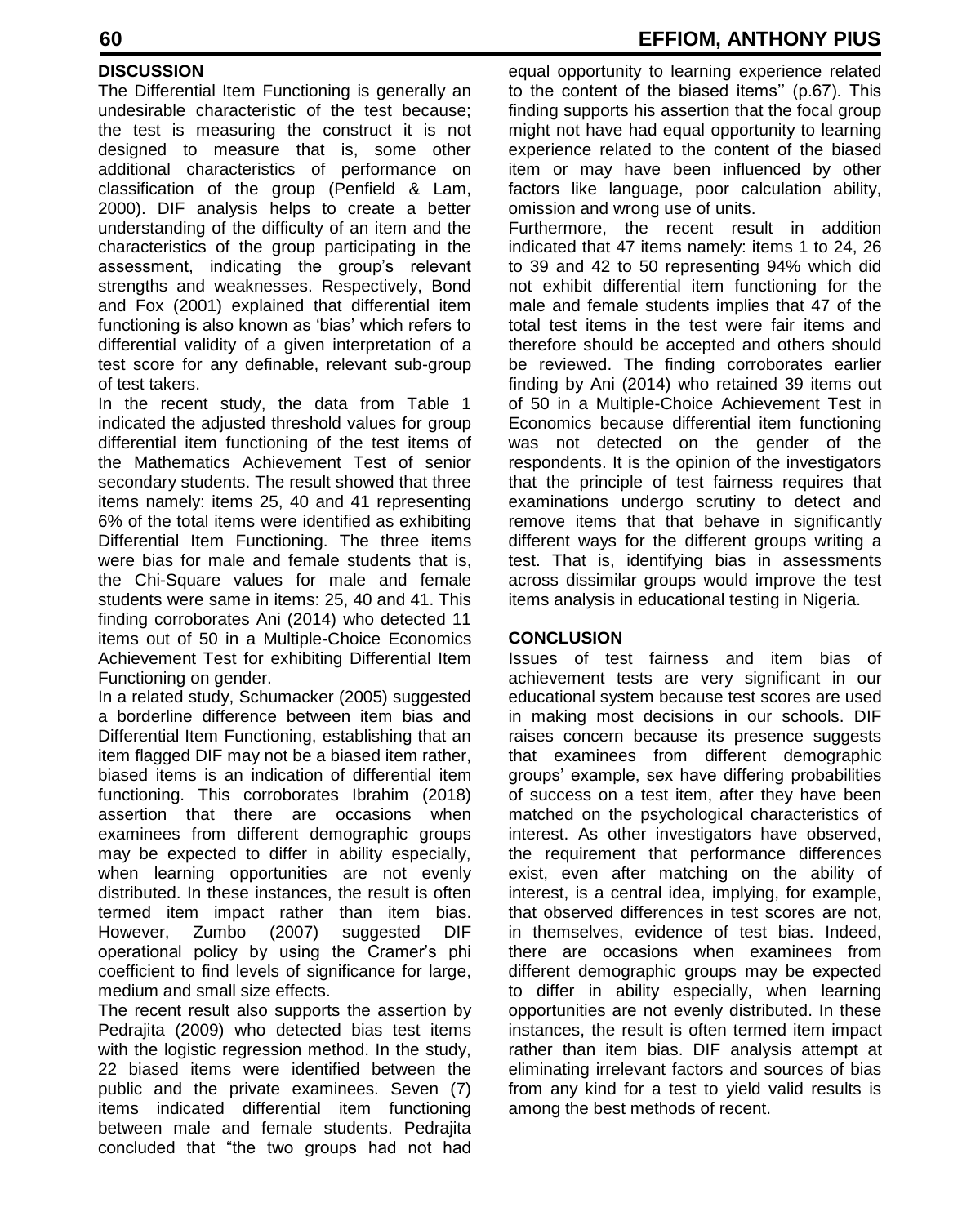## DISCUSSION

The Differential Item Functioning is generally an undesirable characteristic of the test because; the test is measuring the construct it is not designed to measure that is, some other additional characteristics of performance on classification of the group (Penfield & Lam, 2000). DIF analysis helps to create a better understanding of the difficulty of an item and the characteristics of the group participating in the assessment, indicating the group's relevant strengths and weaknesses. Respectively, Bond and Fox (2001) explained that differential item functioning is also known as 'bias' which refers to differential validity of a given interpretation of a test score for any definable, relevant sub-group of test takers.

In the recent study, the data from Table 1 indicated the adjusted threshold values for group differential item functioning of the test items of the Mathematics Achievement Test of senior secondary students. The result showed that three items namely: items 25, 40 and 41 representing 6% of the total items were identified as exhibiting Differential Item Functioning. The three items were bias for male and female students that is, the Chi-Square values for male and female students were same in items: 25, 40 and 41. This finding corroborates Ani (2014) who detected 11 items out of 50 in a Multiple-Choice Economics Achievement Test for exhibiting Differential Item Functioning on gender.

In a related study, Schumacker (2005) suggested a borderline difference between item bias and Differential Item Functioning, establishing that an item flagged DIF may not be a biased item rather, biased items is an indication of differential item functioning. This corroborates Ibrahim (2018) assertion that there are occasions when examinees from different demographic groups may be expected to differ in ability especially, when learning opportunities are not evenly distributed. In these instances, the result is often termed item impact rather than item bias. However, Zumbo (2007) suggested DIF operational policy by using the Cramer's phi coefficient to find levels of significance for large, medium and small size effects.

The recent result also supports the assertion by Pedrajita (2009) who detected bias test items with the logistic regression method. In the study, 22 biased items were identified between the public and the private examinees. Seven (7) items indicated differential item functioning between male and female students. Pedrajita concluded that "the two groups had not had equal opportunity to learning experience related to the content of the biased items'' (p.67). This finding supports his assertion that the focal group might not have had equal opportunity to learning experience related to the content of the biased item or may have been influenced by other factors like language, poor calculation ability, omission and wrong use of units.

Furthermore, the recent result in addition indicated that 47 items namely: items 1 to 24, 26 to 39 and 42 to 50 representing 94% which did not exhibit differential item functioning for the male and female students implies that 47 of the total test items in the test were fair items and therefore should be accepted and others should be reviewed. The finding corroborates earlier finding by Ani (2014) who retained 39 items out of 50 in a Multiple-Choice Achievement Test in Economics because differential item functioning was not detected on the gender of the respondents. It is the opinion of the investigators that the principle of test fairness requires that examinations undergo scrutiny to detect and remove items that that behave in significantly different ways for the different groups writing a test. That is, identifying bias in assessments across dissimilar groups would improve the test items analysis in educational testing in Nigeria.

## CONCLUSION

Issues of test fairness and item bias of achievement tests are very significant in our educational system because test scores are used in making most decisions in our schools. DIF raises concern because its presence suggests that examinees from different demographic groups' example, sex have differing probabilities of success on a test item, after they have been matched on the psychological characteristics of interest. As other investigators have observed, the requirement that performance differences exist, even after matching on the ability of interest, is a central idea, implying, for example, that observed differences in test scores are not, in themselves, evidence of test bias. Indeed, there are occasions when examinees from different demographic groups may be expected to differ in ability especially, when learning opportunities are not evenly distributed. In these instances, the result is often termed item impact rather than item bias. DIF analysis attempt at eliminating irrelevant factors and sources of bias from any kind for a test to yield valid results is among the best methods of recent.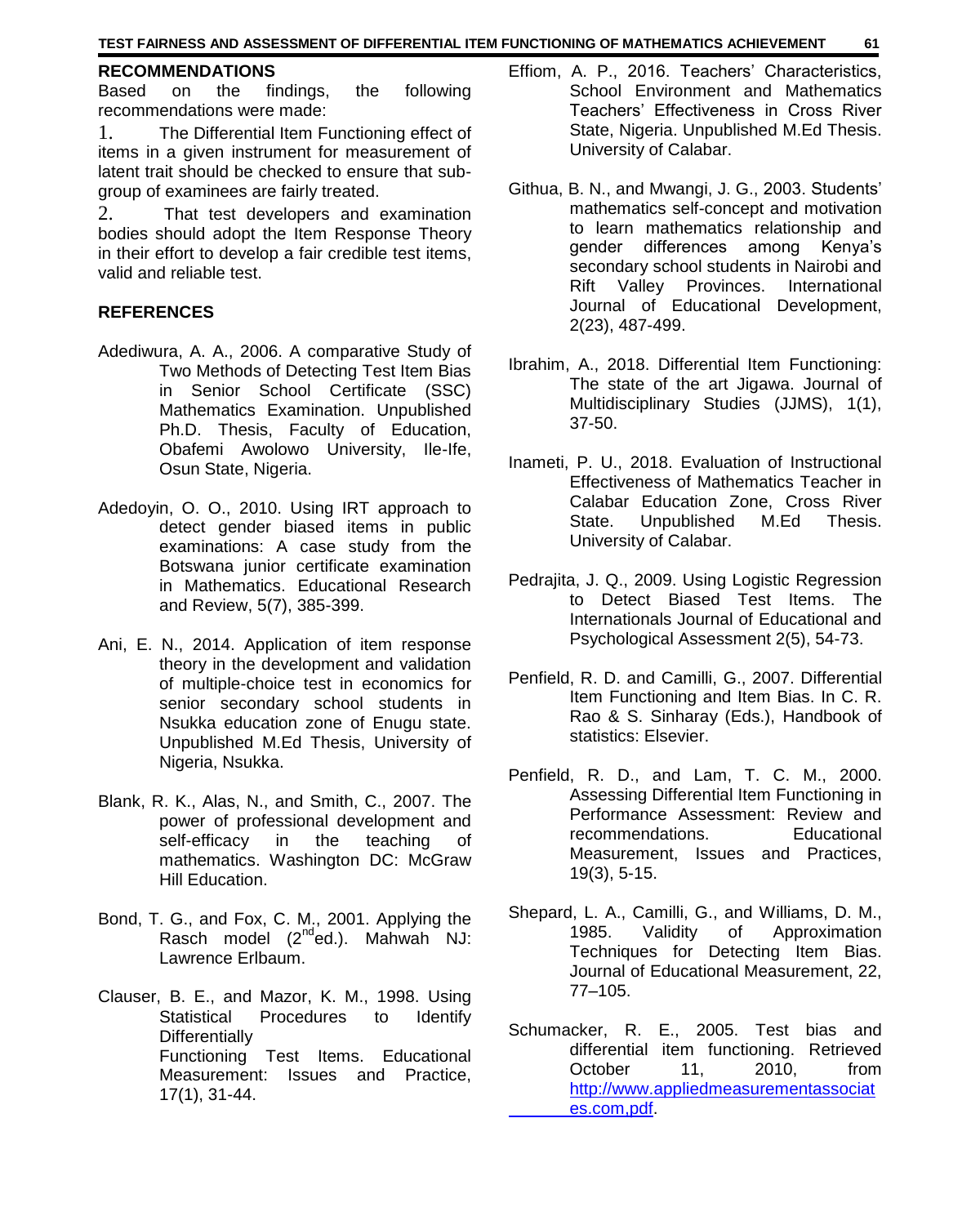## RECOMMENDATIONS

Based on the findings, the following recommendations were made:

1. The Differential Item Functioning effect of items in a given instrument for measurement of latent trait should be checked to ensure that sub-group of examinees are fairly treated.
2. That test developers and examination bodies should adopt the Item Response Theory in their effort to develop a fair credible test items, valid and reliable test.

## REFERENCES

Adediwura, A. A., 2006. A comparative Study of Two Methods of Detecting Test Item Bias in Senior School Certificate (SSC) Mathematics Examination. Unpublished Ph.D. Thesis, Faculty of Education, Obafemi Awolowo University, Ile-Ife, Osun State, Nigeria.

Adedoyin, O. O., 2010. Using IRT approach to detect gender biased items in public examinations: A case study from the Botswana junior certificate examination in Mathematics. Educational Research and Review, 5(7), 385-399.

Ani, E. N., 2014. Application of item response theory in the development and validation of multiple-choice test in economics for senior secondary school students in Nsukka education zone of Enugu state. Unpublished M.Ed Thesis, University of Nigeria, Nsukka.

Blank, R. K., Alas, N., and Smith, C., 2007. The power of professional development and self-efficacy in the teaching of mathematics. Washington DC: McGraw Hill Education.

Bond, T. G., and Fox, C. M., 2001. Applying the Rasch model (2nd ed.). Mahwah NJ: Lawrence Erlbaum.

Clauser, B. E., and Mazor, K. M., 1998. Using Statistical Procedures to Identify Differentially Functioning Test Items. Educational Measurement: Issues and Practice, 17(1), 31-44.

Effiom, A. P., 2016. Teachers' Characteristics, School Environment and Mathematics Teachers' Effectiveness in Cross River State, Nigeria. Unpublished M.Ed Thesis. University of Calabar.

Githua, B. N., and Mwangi, J. G., 2003. Students' mathematics self-concept and motivation to learn mathematics relationship and gender differences among Kenya's secondary school students in Nairobi and Rift Valley Provinces. International Journal of Educational Development, 2(23), 487-499.

Ibrahim, A., 2018. Differential Item Functioning: The state of the art Jigawa. Journal of Multidisciplinary Studies (JJMS), 1(1), 37-50.

Inameti, P. U., 2018. Evaluation of Instructional Effectiveness of Mathematics Teacher in Calabar Education Zone, Cross River State. Unpublished M.Ed Thesis. University of Calabar.

Pedrajita, J. Q., 2009. Using Logistic Regression to Detect Biased Test Items. The Internationals Journal of Educational and Psychological Assessment 2(5), 54-73.

Penfield, R. D. and Camilli, G., 2007. Differential Item Functioning and Item Bias. In C. R. Rao & S. Sinharay (Eds.), Handbook of statistics: Elsevier.

Penfield, R. D., and Lam, T. C. M., 2000. Assessing Differential Item Functioning in Performance Assessment: Review and recommendations. Educational Measurement, Issues and Practices, 19(3), 5-15.

Shepard, L. A., Camilli, G., and Williams, D. M., 1985. Validity of Approximation Techniques for Detecting Item Bias. Journal of Educational Measurement, 22, 77–105.

Schumacker, R. E., 2005. Test bias and differential item functioning. Retrieved October 11, 2010, from http://www.appliedmeasurementassociates.com,pdf.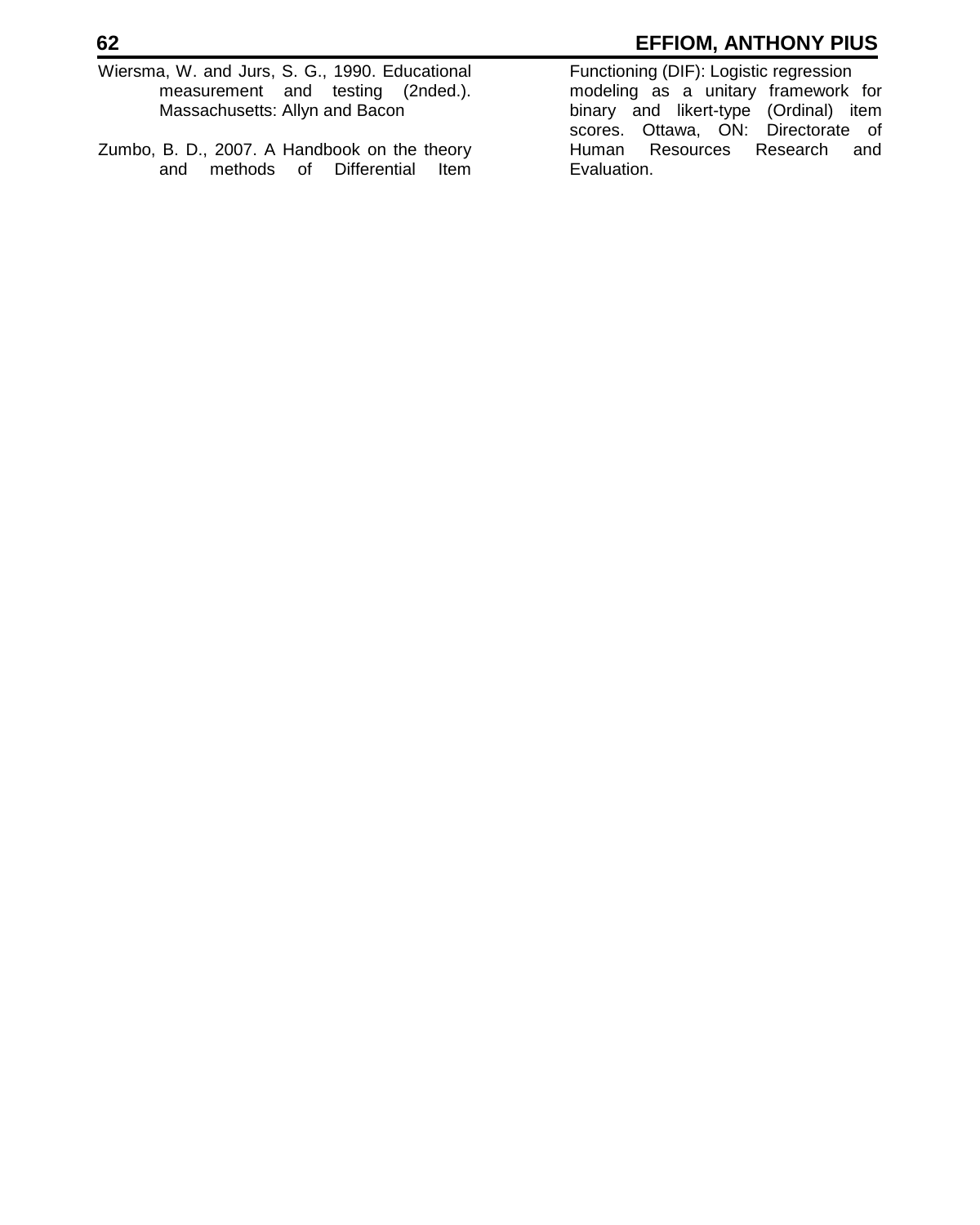Wiersma, W. and Jurs, S. G., 1990. Educational measurement and testing (2nded.). Massachusetts: Allyn and Bacon

Zumbo, B. D., 2007. A Handbook on the theory and methods of Differential Item Functioning (DIF): Logistic regression modeling as a unitary framework for binary and likert-type (Ordinal) item scores. Ottawa, ON: Directorate of Human Resources Research and Evaluation.